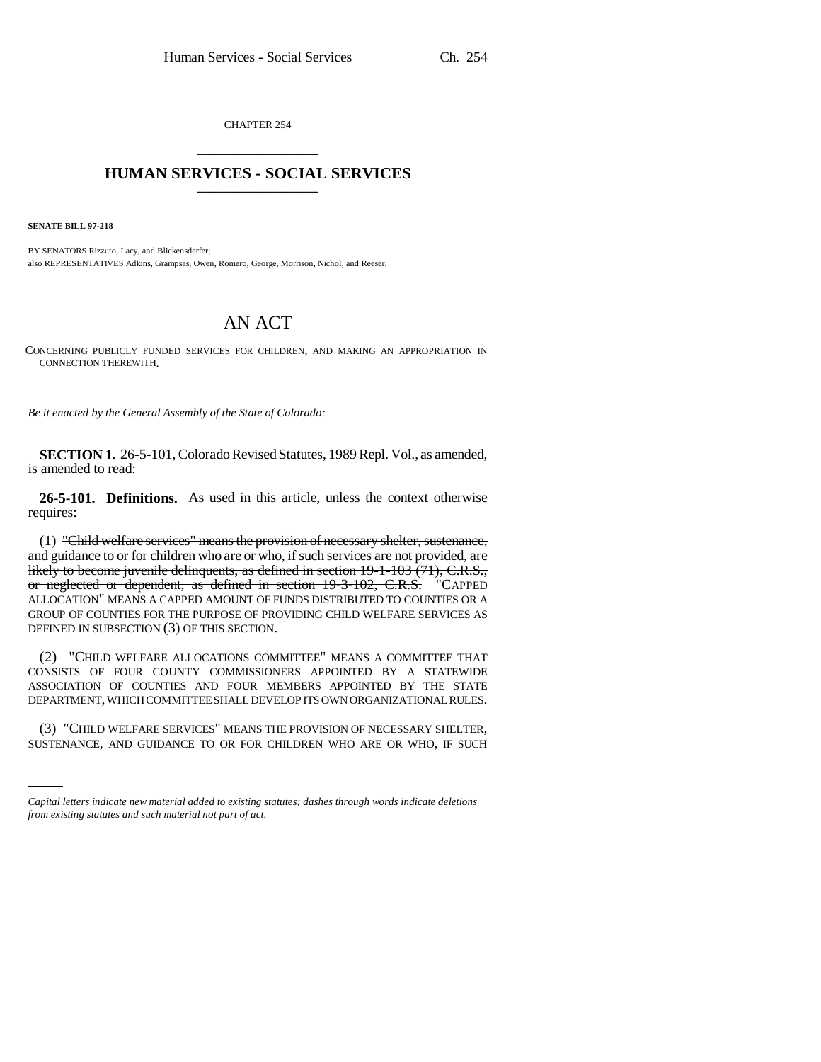CHAPTER 254

# HUMAN SERVICES - SOCIAL SERVICES

**SENATE BILL 97-218**

BY SENATORS Rizzuto, Lacy, and Blickensderfer;
also REPRESENTATIVES Adkins, Grampsas, Owen, Romero, George, Morrison, Nichol, and Reeser.

## AN ACT

CONCERNING PUBLICLY FUNDED SERVICES FOR CHILDREN, AND MAKING AN APPROPRIATION IN CONNECTION THEREWITH.

*Be it enacted by the General Assembly of the State of Colorado:*

**SECTION 1.** 26-5-101, Colorado Revised Statutes, 1989 Repl. Vol., as amended, is amended to read:

**26-5-101. Definitions.** As used in this article, unless the context otherwise requires:

(1) ~~"Child welfare services" means the provision of necessary shelter, sustenance, and guidance to or for children who are or who, if such services are not provided, are likely to become juvenile delinquents, as defined in section 19-1-103 (71), C.R.S., or neglected or dependent, as defined in section 19-3-102, C.R.S.~~ "CAPPED ALLOCATION" MEANS A CAPPED AMOUNT OF FUNDS DISTRIBUTED TO COUNTIES OR A GROUP OF COUNTIES FOR THE PURPOSE OF PROVIDING CHILD WELFARE SERVICES AS DEFINED IN SUBSECTION (3) OF THIS SECTION.

(2) "CHILD WELFARE ALLOCATIONS COMMITTEE" MEANS A COMMITTEE THAT CONSISTS OF FOUR COUNTY COMMISSIONERS APPOINTED BY A STATEWIDE ASSOCIATION OF COUNTIES AND FOUR MEMBERS APPOINTED BY THE STATE DEPARTMENT, WHICH COMMITTEE SHALL DEVELOP ITS OWN ORGANIZATIONAL RULES.

(3) "CHILD WELFARE SERVICES" MEANS THE PROVISION OF NECESSARY SHELTER, SUSTENANCE, AND GUIDANCE TO OR FOR CHILDREN WHO ARE OR WHO, IF SUCH

*Capital letters indicate new material added to existing statutes; dashes through words indicate deletions from existing statutes and such material not part of act.*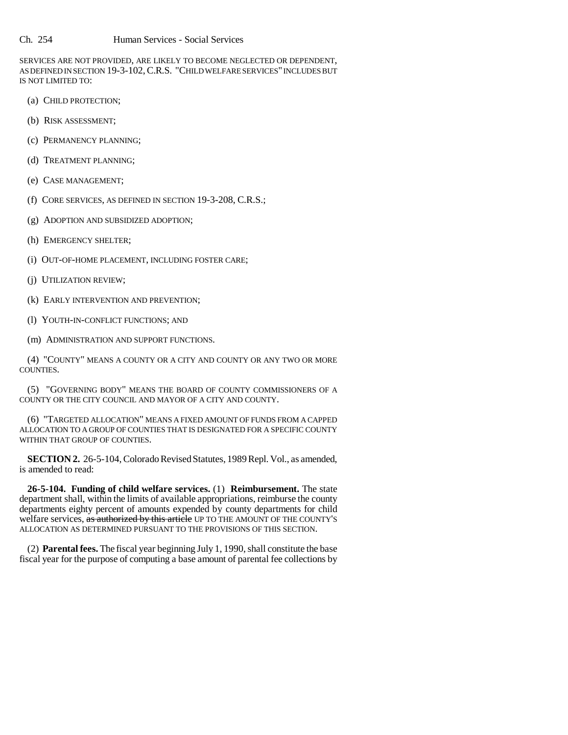SERVICES ARE NOT PROVIDED, ARE LIKELY TO BECOME NEGLECTED OR DEPENDENT, AS DEFINED IN SECTION 19-3-102, C.R.S. "CHILD WELFARE SERVICES" INCLUDES BUT IS NOT LIMITED TO:

(a) CHILD PROTECTION;

(b) RISK ASSESSMENT;

(c) PERMANENCY PLANNING;

(d) TREATMENT PLANNING;

(e) CASE MANAGEMENT;

(f) CORE SERVICES, AS DEFINED IN SECTION 19-3-208, C.R.S.;

(g) ADOPTION AND SUBSIDIZED ADOPTION;

(h) EMERGENCY SHELTER;

(i) OUT-OF-HOME PLACEMENT, INCLUDING FOSTER CARE;

(j) UTILIZATION REVIEW;

(k) EARLY INTERVENTION AND PREVENTION;

(l) YOUTH-IN-CONFLICT FUNCTIONS; AND

(m) ADMINISTRATION AND SUPPORT FUNCTIONS.

(4) "COUNTY" MEANS A COUNTY OR A CITY AND COUNTY OR ANY TWO OR MORE COUNTIES.

(5) "GOVERNING BODY" MEANS THE BOARD OF COUNTY COMMISSIONERS OF A COUNTY OR THE CITY COUNCIL AND MAYOR OF A CITY AND COUNTY.

(6) "TARGETED ALLOCATION" MEANS A FIXED AMOUNT OF FUNDS FROM A CAPPED ALLOCATION TO A GROUP OF COUNTIES THAT IS DESIGNATED FOR A SPECIFIC COUNTY WITHIN THAT GROUP OF COUNTIES.

**SECTION 2.** 26-5-104, Colorado Revised Statutes, 1989 Repl. Vol., as amended, is amended to read:

**26-5-104. Funding of child welfare services.** (1) **Reimbursement.** The state department shall, within the limits of available appropriations, reimburse the county departments eighty percent of amounts expended by county departments for child welfare services, ~~as authorized by this article~~ UP TO THE AMOUNT OF THE COUNTY'S ALLOCATION AS DETERMINED PURSUANT TO THE PROVISIONS OF THIS SECTION.

(2) **Parental fees.** The fiscal year beginning July 1, 1990, shall constitute the base fiscal year for the purpose of computing a base amount of parental fee collections by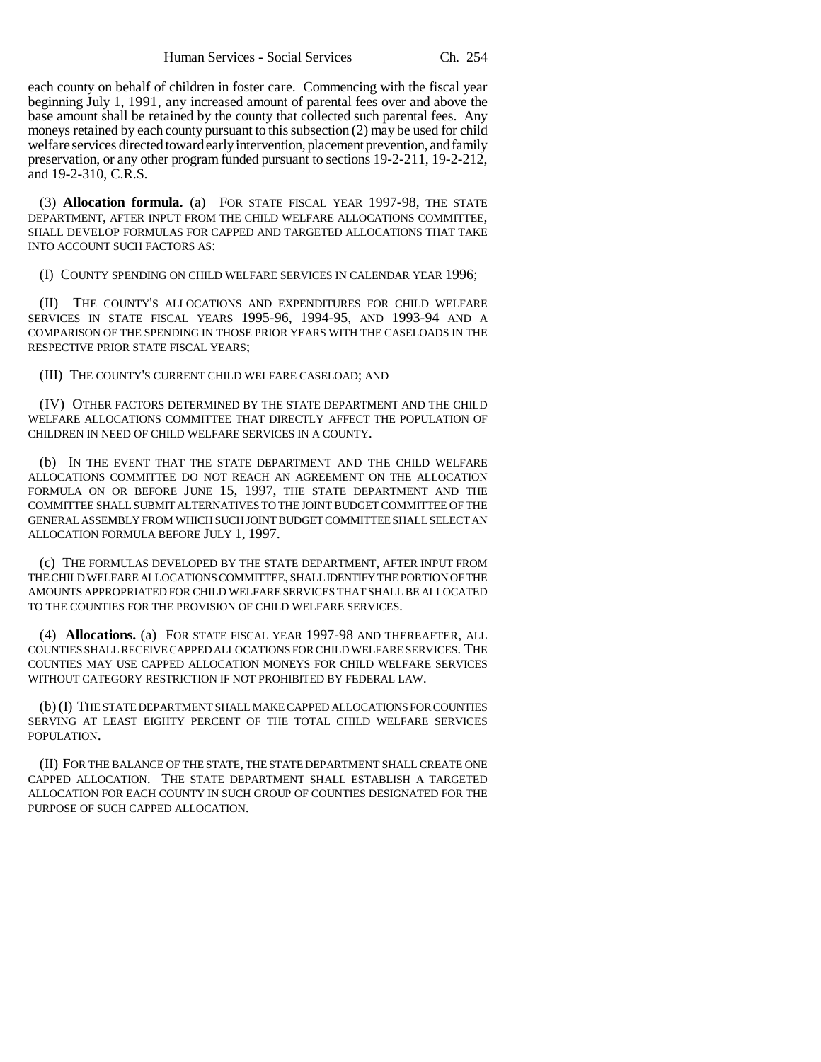each county on behalf of children in foster care. Commencing with the fiscal year beginning July 1, 1991, any increased amount of parental fees over and above the base amount shall be retained by the county that collected such parental fees. Any moneys retained by each county pursuant to this subsection (2) may be used for child welfare services directed toward early intervention, placement prevention, and family preservation, or any other program funded pursuant to sections 19-2-211, 19-2-212, and 19-2-310, C.R.S.

(3) **Allocation formula.** (a) FOR STATE FISCAL YEAR 1997-98, THE STATE DEPARTMENT, AFTER INPUT FROM THE CHILD WELFARE ALLOCATIONS COMMITTEE, SHALL DEVELOP FORMULAS FOR CAPPED AND TARGETED ALLOCATIONS THAT TAKE INTO ACCOUNT SUCH FACTORS AS:

(I) COUNTY SPENDING ON CHILD WELFARE SERVICES IN CALENDAR YEAR 1996;

(II) THE COUNTY'S ALLOCATIONS AND EXPENDITURES FOR CHILD WELFARE SERVICES IN STATE FISCAL YEARS 1995-96, 1994-95, AND 1993-94 AND A COMPARISON OF THE SPENDING IN THOSE PRIOR YEARS WITH THE CASELOADS IN THE RESPECTIVE PRIOR STATE FISCAL YEARS;

(III) THE COUNTY'S CURRENT CHILD WELFARE CASELOAD; AND

(IV) OTHER FACTORS DETERMINED BY THE STATE DEPARTMENT AND THE CHILD WELFARE ALLOCATIONS COMMITTEE THAT DIRECTLY AFFECT THE POPULATION OF CHILDREN IN NEED OF CHILD WELFARE SERVICES IN A COUNTY.

(b) IN THE EVENT THAT THE STATE DEPARTMENT AND THE CHILD WELFARE ALLOCATIONS COMMITTEE DO NOT REACH AN AGREEMENT ON THE ALLOCATION FORMULA ON OR BEFORE JUNE 15, 1997, THE STATE DEPARTMENT AND THE COMMITTEE SHALL SUBMIT ALTERNATIVES TO THE JOINT BUDGET COMMITTEE OF THE GENERAL ASSEMBLY FROM WHICH SUCH JOINT BUDGET COMMITTEE SHALL SELECT AN ALLOCATION FORMULA BEFORE JULY 1, 1997.

(c) THE FORMULAS DEVELOPED BY THE STATE DEPARTMENT, AFTER INPUT FROM THE CHILD WELFARE ALLOCATIONS COMMITTEE, SHALL IDENTIFY THE PORTION OF THE AMOUNTS APPROPRIATED FOR CHILD WELFARE SERVICES THAT SHALL BE ALLOCATED TO THE COUNTIES FOR THE PROVISION OF CHILD WELFARE SERVICES.

(4) **Allocations.** (a) FOR STATE FISCAL YEAR 1997-98 AND THEREAFTER, ALL COUNTIES SHALL RECEIVE CAPPED ALLOCATIONS FOR CHILD WELFARE SERVICES. THE COUNTIES MAY USE CAPPED ALLOCATION MONEYS FOR CHILD WELFARE SERVICES WITHOUT CATEGORY RESTRICTION IF NOT PROHIBITED BY FEDERAL LAW.

(b) (I) THE STATE DEPARTMENT SHALL MAKE CAPPED ALLOCATIONS FOR COUNTIES SERVING AT LEAST EIGHTY PERCENT OF THE TOTAL CHILD WELFARE SERVICES POPULATION.

(II) FOR THE BALANCE OF THE STATE, THE STATE DEPARTMENT SHALL CREATE ONE CAPPED ALLOCATION. THE STATE DEPARTMENT SHALL ESTABLISH A TARGETED ALLOCATION FOR EACH COUNTY IN SUCH GROUP OF COUNTIES DESIGNATED FOR THE PURPOSE OF SUCH CAPPED ALLOCATION.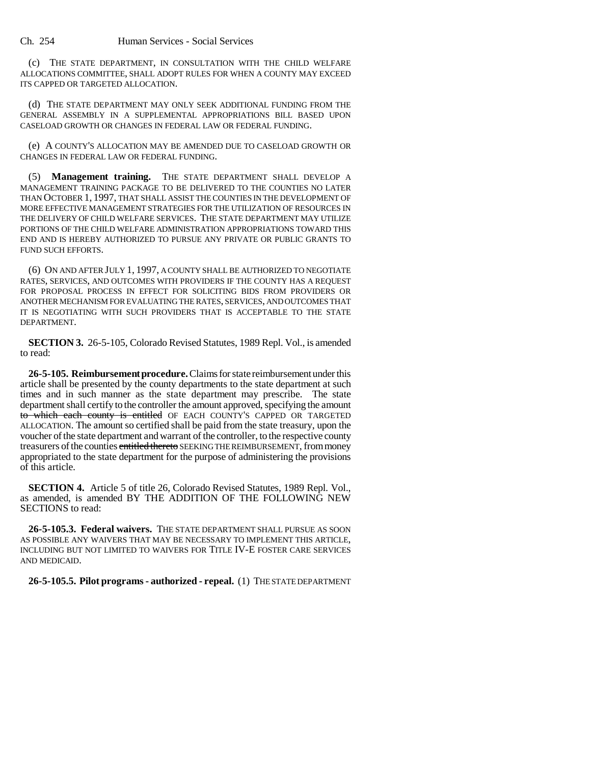(c) THE STATE DEPARTMENT, IN CONSULTATION WITH THE CHILD WELFARE ALLOCATIONS COMMITTEE, SHALL ADOPT RULES FOR WHEN A COUNTY MAY EXCEED ITS CAPPED OR TARGETED ALLOCATION.

(d) THE STATE DEPARTMENT MAY ONLY SEEK ADDITIONAL FUNDING FROM THE GENERAL ASSEMBLY IN A SUPPLEMENTAL APPROPRIATIONS BILL BASED UPON CASELOAD GROWTH OR CHANGES IN FEDERAL LAW OR FEDERAL FUNDING.

(e) A COUNTY'S ALLOCATION MAY BE AMENDED DUE TO CASELOAD GROWTH OR CHANGES IN FEDERAL LAW OR FEDERAL FUNDING.

(5) **Management training.** THE STATE DEPARTMENT SHALL DEVELOP A MANAGEMENT TRAINING PACKAGE TO BE DELIVERED TO THE COUNTIES NO LATER THAN OCTOBER 1, 1997, THAT SHALL ASSIST THE COUNTIES IN THE DEVELOPMENT OF MORE EFFECTIVE MANAGEMENT STRATEGIES FOR THE UTILIZATION OF RESOURCES IN THE DELIVERY OF CHILD WELFARE SERVICES. THE STATE DEPARTMENT MAY UTILIZE PORTIONS OF THE CHILD WELFARE ADMINISTRATION APPROPRIATIONS TOWARD THIS END AND IS HEREBY AUTHORIZED TO PURSUE ANY PRIVATE OR PUBLIC GRANTS TO FUND SUCH EFFORTS.

(6) ON AND AFTER JULY 1, 1997, A COUNTY SHALL BE AUTHORIZED TO NEGOTIATE RATES, SERVICES, AND OUTCOMES WITH PROVIDERS IF THE COUNTY HAS A REQUEST FOR PROPOSAL PROCESS IN EFFECT FOR SOLICITING BIDS FROM PROVIDERS OR ANOTHER MECHANISM FOR EVALUATING THE RATES, SERVICES, AND OUTCOMES THAT IT IS NEGOTIATING WITH SUCH PROVIDERS THAT IS ACCEPTABLE TO THE STATE DEPARTMENT.

**SECTION 3.** 26-5-105, Colorado Revised Statutes, 1989 Repl. Vol., is amended to read:

**26-5-105. Reimbursement procedure.** Claims for state reimbursement under this article shall be presented by the county departments to the state department at such times and in such manner as the state department may prescribe. The state department shall certify to the controller the amount approved, specifying the amount ~~to which each county is entitled~~ OF EACH COUNTY'S CAPPED OR TARGETED ALLOCATION. The amount so certified shall be paid from the state treasury, upon the voucher of the state department and warrant of the controller, to the respective county treasurers of the counties ~~entitled thereto~~ SEEKING THE REIMBURSEMENT, from money appropriated to the state department for the purpose of administering the provisions of this article.

**SECTION 4.** Article 5 of title 26, Colorado Revised Statutes, 1989 Repl. Vol., as amended, is amended BY THE ADDITION OF THE FOLLOWING NEW SECTIONS to read:

**26-5-105.3. Federal waivers.** THE STATE DEPARTMENT SHALL PURSUE AS SOON AS POSSIBLE ANY WAIVERS THAT MAY BE NECESSARY TO IMPLEMENT THIS ARTICLE, INCLUDING BUT NOT LIMITED TO WAIVERS FOR TITLE IV-E FOSTER CARE SERVICES AND MEDICAID.

**26-5-105.5. Pilot programs - authorized - repeal.** (1) THE STATE DEPARTMENT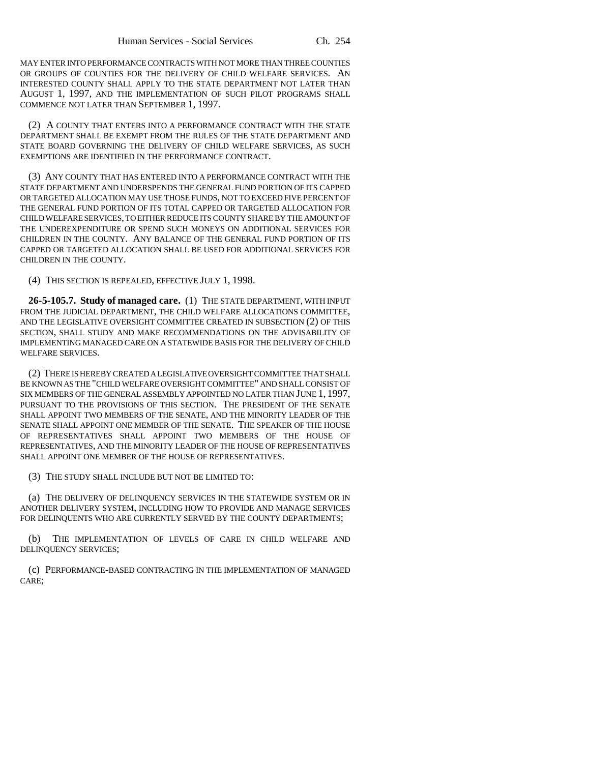MAY ENTER INTO PERFORMANCE CONTRACTS WITH NOT MORE THAN THREE COUNTIES OR GROUPS OF COUNTIES FOR THE DELIVERY OF CHILD WELFARE SERVICES. AN INTERESTED COUNTY SHALL APPLY TO THE STATE DEPARTMENT NOT LATER THAN AUGUST 1, 1997, AND THE IMPLEMENTATION OF SUCH PILOT PROGRAMS SHALL COMMENCE NOT LATER THAN SEPTEMBER 1, 1997.

(2) A COUNTY THAT ENTERS INTO A PERFORMANCE CONTRACT WITH THE STATE DEPARTMENT SHALL BE EXEMPT FROM THE RULES OF THE STATE DEPARTMENT AND STATE BOARD GOVERNING THE DELIVERY OF CHILD WELFARE SERVICES, AS SUCH EXEMPTIONS ARE IDENTIFIED IN THE PERFORMANCE CONTRACT.

(3) ANY COUNTY THAT HAS ENTERED INTO A PERFORMANCE CONTRACT WITH THE STATE DEPARTMENT AND UNDERSPENDS THE GENERAL FUND PORTION OF ITS CAPPED OR TARGETED ALLOCATION MAY USE THOSE FUNDS, NOT TO EXCEED FIVE PERCENT OF THE GENERAL FUND PORTION OF ITS TOTAL CAPPED OR TARGETED ALLOCATION FOR CHILD WELFARE SERVICES, TO EITHER REDUCE ITS COUNTY SHARE BY THE AMOUNT OF THE UNDEREXPENDITURE OR SPEND SUCH MONEYS ON ADDITIONAL SERVICES FOR CHILDREN IN THE COUNTY. ANY BALANCE OF THE GENERAL FUND PORTION OF ITS CAPPED OR TARGETED ALLOCATION SHALL BE USED FOR ADDITIONAL SERVICES FOR CHILDREN IN THE COUNTY.

(4) THIS SECTION IS REPEALED, EFFECTIVE JULY 1, 1998.

**26-5-105.7. Study of managed care.** (1) THE STATE DEPARTMENT, WITH INPUT FROM THE JUDICIAL DEPARTMENT, THE CHILD WELFARE ALLOCATIONS COMMITTEE, AND THE LEGISLATIVE OVERSIGHT COMMITTEE CREATED IN SUBSECTION (2) OF THIS SECTION, SHALL STUDY AND MAKE RECOMMENDATIONS ON THE ADVISABILITY OF IMPLEMENTING MANAGED CARE ON A STATEWIDE BASIS FOR THE DELIVERY OF CHILD WELFARE SERVICES.

(2) THERE IS HEREBY CREATED A LEGISLATIVE OVERSIGHT COMMITTEE THAT SHALL BE KNOWN AS THE "CHILD WELFARE OVERSIGHT COMMITTEE" AND SHALL CONSIST OF SIX MEMBERS OF THE GENERAL ASSEMBLY APPOINTED NO LATER THAN JUNE 1, 1997, PURSUANT TO THE PROVISIONS OF THIS SECTION. THE PRESIDENT OF THE SENATE SHALL APPOINT TWO MEMBERS OF THE SENATE, AND THE MINORITY LEADER OF THE SENATE SHALL APPOINT ONE MEMBER OF THE SENATE. THE SPEAKER OF THE HOUSE OF REPRESENTATIVES SHALL APPOINT TWO MEMBERS OF THE HOUSE OF REPRESENTATIVES, AND THE MINORITY LEADER OF THE HOUSE OF REPRESENTATIVES SHALL APPOINT ONE MEMBER OF THE HOUSE OF REPRESENTATIVES.

(3) THE STUDY SHALL INCLUDE BUT NOT BE LIMITED TO:

(a) THE DELIVERY OF DELINQUENCY SERVICES IN THE STATEWIDE SYSTEM OR IN ANOTHER DELIVERY SYSTEM, INCLUDING HOW TO PROVIDE AND MANAGE SERVICES FOR DELINQUENTS WHO ARE CURRENTLY SERVED BY THE COUNTY DEPARTMENTS;

(b) THE IMPLEMENTATION OF LEVELS OF CARE IN CHILD WELFARE AND DELINQUENCY SERVICES;

(c) PERFORMANCE-BASED CONTRACTING IN THE IMPLEMENTATION OF MANAGED CARE;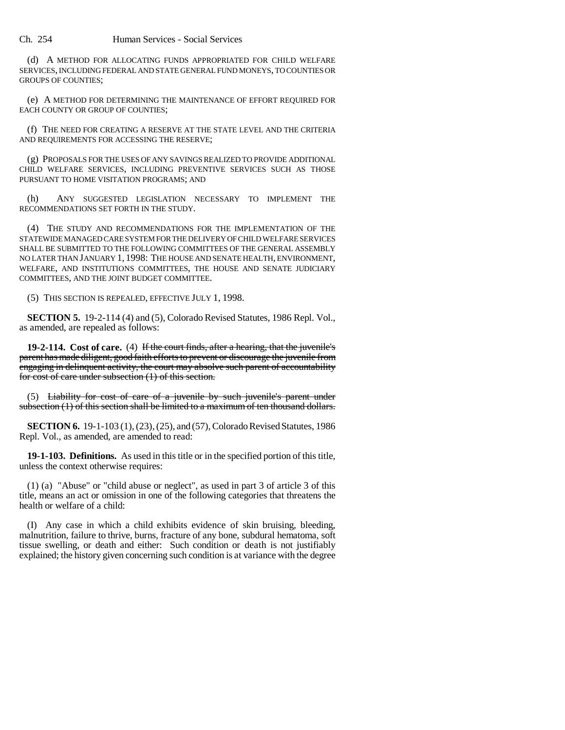(d) A METHOD FOR ALLOCATING FUNDS APPROPRIATED FOR CHILD WELFARE SERVICES, INCLUDING FEDERAL AND STATE GENERAL FUND MONEYS, TO COUNTIES OR GROUPS OF COUNTIES;

(e) A METHOD FOR DETERMINING THE MAINTENANCE OF EFFORT REQUIRED FOR EACH COUNTY OR GROUP OF COUNTIES;

(f) THE NEED FOR CREATING A RESERVE AT THE STATE LEVEL AND THE CRITERIA AND REQUIREMENTS FOR ACCESSING THE RESERVE;

(g) PROPOSALS FOR THE USES OF ANY SAVINGS REALIZED TO PROVIDE ADDITIONAL CHILD WELFARE SERVICES, INCLUDING PREVENTIVE SERVICES SUCH AS THOSE PURSUANT TO HOME VISITATION PROGRAMS; AND

(h) ANY SUGGESTED LEGISLATION NECESSARY TO IMPLEMENT THE RECOMMENDATIONS SET FORTH IN THE STUDY.

(4) THE STUDY AND RECOMMENDATIONS FOR THE IMPLEMENTATION OF THE STATEWIDE MANAGED CARE SYSTEM FOR THE DELIVERY OF CHILD WELFARE SERVICES SHALL BE SUBMITTED TO THE FOLLOWING COMMITTEES OF THE GENERAL ASSEMBLY NO LATER THAN JANUARY 1, 1998: THE HOUSE AND SENATE HEALTH, ENVIRONMENT, WELFARE, AND INSTITUTIONS COMMITTEES, THE HOUSE AND SENATE JUDICIARY COMMITTEES, AND THE JOINT BUDGET COMMITTEE.

(5) THIS SECTION IS REPEALED, EFFECTIVE JULY 1, 1998.

**SECTION 5.** 19-2-114 (4) and (5), Colorado Revised Statutes, 1986 Repl. Vol., as amended, are repealed as follows:

**19-2-114. Cost of care.** (4) ~~If the court finds, after a hearing, that the juvenile's parent has made diligent, good faith efforts to prevent or discourage the juvenile from engaging in delinquent activity, the court may absolve such parent of accountability for cost of care under subsection (1) of this section.~~

(5) ~~Liability for cost of care of a juvenile by such juvenile's parent under subsection (1) of this section shall be limited to a maximum of ten thousand dollars.~~

**SECTION 6.** 19-1-103 (1), (23), (25), and (57), Colorado Revised Statutes, 1986 Repl. Vol., as amended, are amended to read:

**19-1-103. Definitions.** As used in this title or in the specified portion of this title, unless the context otherwise requires:

(1) (a) "Abuse" or "child abuse or neglect", as used in part 3 of article 3 of this title, means an act or omission in one of the following categories that threatens the health or welfare of a child:

(I) Any case in which a child exhibits evidence of skin bruising, bleeding, malnutrition, failure to thrive, burns, fracture of any bone, subdural hematoma, soft tissue swelling, or death and either: Such condition or death is not justifiably explained; the history given concerning such condition is at variance with the degree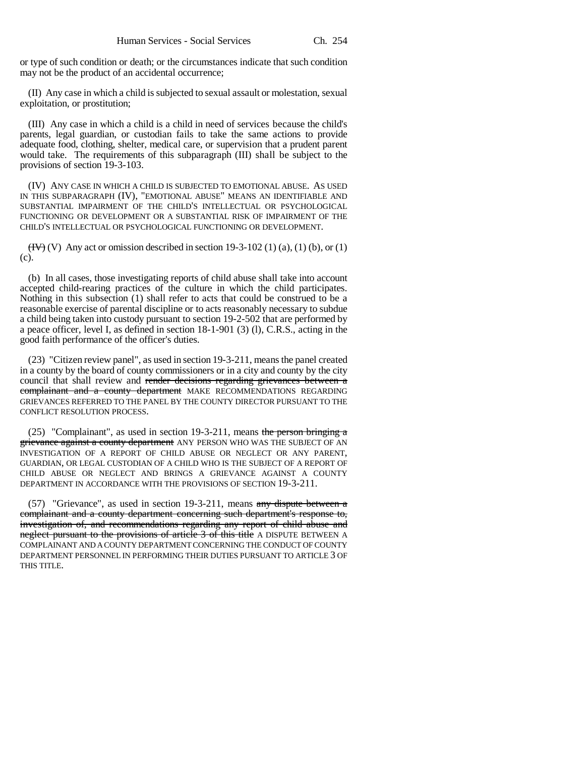or type of such condition or death; or the circumstances indicate that such condition may not be the product of an accidental occurrence;

(II) Any case in which a child is subjected to sexual assault or molestation, sexual exploitation, or prostitution;

(III) Any case in which a child is a child in need of services because the child's parents, legal guardian, or custodian fails to take the same actions to provide adequate food, clothing, shelter, medical care, or supervision that a prudent parent would take. The requirements of this subparagraph (III) shall be subject to the provisions of section 19-3-103.

(IV) ANY CASE IN WHICH A CHILD IS SUBJECTED TO EMOTIONAL ABUSE. AS USED IN THIS SUBPARAGRAPH (IV), "EMOTIONAL ABUSE" MEANS AN IDENTIFIABLE AND SUBSTANTIAL IMPAIRMENT OF THE CHILD'S INTELLECTUAL OR PSYCHOLOGICAL FUNCTIONING OR DEVELOPMENT OR A SUBSTANTIAL RISK OF IMPAIRMENT OF THE CHILD'S INTELLECTUAL OR PSYCHOLOGICAL FUNCTIONING OR DEVELOPMENT.

~~(IV)~~ (V) Any act or omission described in section 19-3-102 (1) (a), (1) (b), or (1) (c).

(b) In all cases, those investigating reports of child abuse shall take into account accepted child-rearing practices of the culture in which the child participates. Nothing in this subsection (1) shall refer to acts that could be construed to be a reasonable exercise of parental discipline or to acts reasonably necessary to subdue a child being taken into custody pursuant to section 19-2-502 that are performed by a peace officer, level I, as defined in section 18-1-901 (3) (l), C.R.S., acting in the good faith performance of the officer's duties.

(23) "Citizen review panel", as used in section 19-3-211, means the panel created in a county by the board of county commissioners or in a city and county by the city council that shall review and ~~render decisions regarding grievances between a complainant and a county department~~ MAKE RECOMMENDATIONS REGARDING GRIEVANCES REFERRED TO THE PANEL BY THE COUNTY DIRECTOR PURSUANT TO THE CONFLICT RESOLUTION PROCESS.

(25) "Complainant", as used in section 19-3-211, means ~~the person bringing a grievance against a county department~~ ANY PERSON WHO WAS THE SUBJECT OF AN INVESTIGATION OF A REPORT OF CHILD ABUSE OR NEGLECT OR ANY PARENT, GUARDIAN, OR LEGAL CUSTODIAN OF A CHILD WHO IS THE SUBJECT OF A REPORT OF CHILD ABUSE OR NEGLECT AND BRINGS A GRIEVANCE AGAINST A COUNTY DEPARTMENT IN ACCORDANCE WITH THE PROVISIONS OF SECTION 19-3-211.

(57) "Grievance", as used in section 19-3-211, means ~~any dispute between a complainant and a county department concerning such department's response to, investigation of, and recommendations regarding any report of child abuse and neglect pursuant to the provisions of article 3 of this title~~ A DISPUTE BETWEEN A COMPLAINANT AND A COUNTY DEPARTMENT CONCERNING THE CONDUCT OF COUNTY DEPARTMENT PERSONNEL IN PERFORMING THEIR DUTIES PURSUANT TO ARTICLE 3 OF THIS TITLE.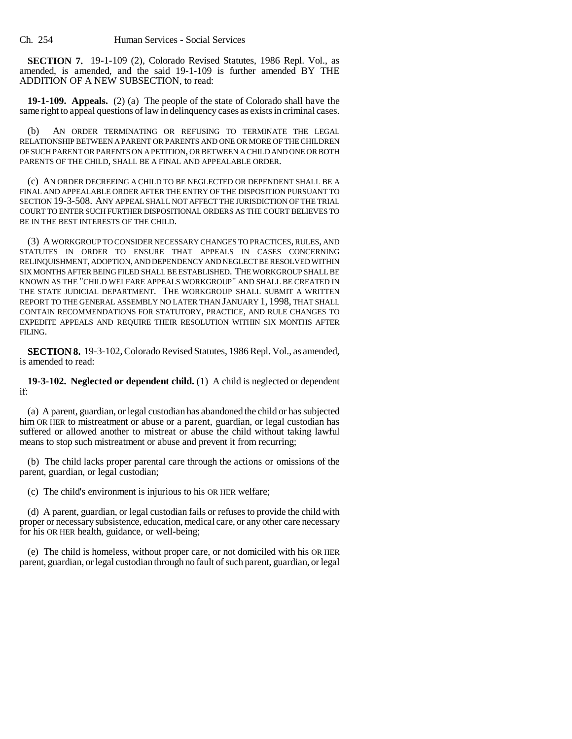**SECTION 7.** 19-1-109 (2), Colorado Revised Statutes, 1986 Repl. Vol., as amended, is amended, and the said 19-1-109 is further amended BY THE ADDITION OF A NEW SUBSECTION, to read:

**19-1-109. Appeals.** (2) (a) The people of the state of Colorado shall have the same right to appeal questions of law in delinquency cases as exists in criminal cases.

(b) AN ORDER TERMINATING OR REFUSING TO TERMINATE THE LEGAL RELATIONSHIP BETWEEN A PARENT OR PARENTS AND ONE OR MORE OF THE CHILDREN OF SUCH PARENT OR PARENTS ON A PETITION, OR BETWEEN A CHILD AND ONE OR BOTH PARENTS OF THE CHILD, SHALL BE A FINAL AND APPEALABLE ORDER.

(c) AN ORDER DECREEING A CHILD TO BE NEGLECTED OR DEPENDENT SHALL BE A FINAL AND APPEALABLE ORDER AFTER THE ENTRY OF THE DISPOSITION PURSUANT TO SECTION 19-3-508. ANY APPEAL SHALL NOT AFFECT THE JURISDICTION OF THE TRIAL COURT TO ENTER SUCH FURTHER DISPOSITIONAL ORDERS AS THE COURT BELIEVES TO BE IN THE BEST INTERESTS OF THE CHILD.

(3) A WORKGROUP TO CONSIDER NECESSARY CHANGES TO PRACTICES, RULES, AND STATUTES IN ORDER TO ENSURE THAT APPEALS IN CASES CONCERNING RELINQUISHMENT, ADOPTION, AND DEPENDENCY AND NEGLECT BE RESOLVED WITHIN SIX MONTHS AFTER BEING FILED SHALL BE ESTABLISHED. THE WORKGROUP SHALL BE KNOWN AS THE "CHILD WELFARE APPEALS WORKGROUP" AND SHALL BE CREATED IN THE STATE JUDICIAL DEPARTMENT. THE WORKGROUP SHALL SUBMIT A WRITTEN REPORT TO THE GENERAL ASSEMBLY NO LATER THAN JANUARY 1, 1998, THAT SHALL CONTAIN RECOMMENDATIONS FOR STATUTORY, PRACTICE, AND RULE CHANGES TO EXPEDITE APPEALS AND REQUIRE THEIR RESOLUTION WITHIN SIX MONTHS AFTER FILING.

**SECTION 8.** 19-3-102, Colorado Revised Statutes, 1986 Repl. Vol., as amended, is amended to read:

**19-3-102. Neglected or dependent child.** (1) A child is neglected or dependent if:

(a) A parent, guardian, or legal custodian has abandoned the child or has subjected him OR HER to mistreatment or abuse or a parent, guardian, or legal custodian has suffered or allowed another to mistreat or abuse the child without taking lawful means to stop such mistreatment or abuse and prevent it from recurring;

(b) The child lacks proper parental care through the actions or omissions of the parent, guardian, or legal custodian;

(c) The child's environment is injurious to his OR HER welfare;

(d) A parent, guardian, or legal custodian fails or refuses to provide the child with proper or necessary subsistence, education, medical care, or any other care necessary for his OR HER health, guidance, or well-being;

(e) The child is homeless, without proper care, or not domiciled with his OR HER parent, guardian, or legal custodian through no fault of such parent, guardian, or legal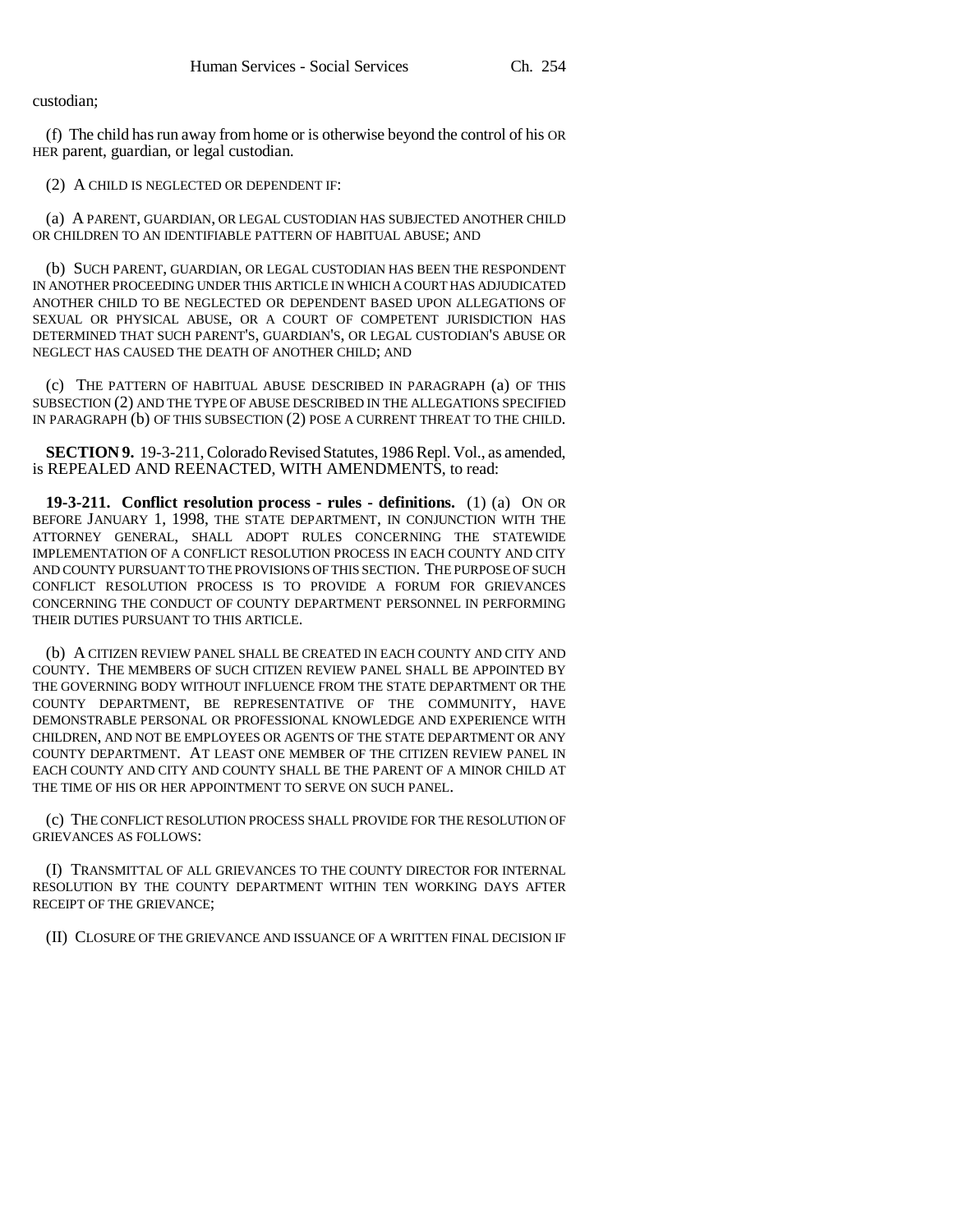custodian;

(f) The child has run away from home or is otherwise beyond the control of his OR HER parent, guardian, or legal custodian.

(2) A CHILD IS NEGLECTED OR DEPENDENT IF:

(a) A PARENT, GUARDIAN, OR LEGAL CUSTODIAN HAS SUBJECTED ANOTHER CHILD OR CHILDREN TO AN IDENTIFIABLE PATTERN OF HABITUAL ABUSE; AND

(b) SUCH PARENT, GUARDIAN, OR LEGAL CUSTODIAN HAS BEEN THE RESPONDENT IN ANOTHER PROCEEDING UNDER THIS ARTICLE IN WHICH A COURT HAS ADJUDICATED ANOTHER CHILD TO BE NEGLECTED OR DEPENDENT BASED UPON ALLEGATIONS OF SEXUAL OR PHYSICAL ABUSE, OR A COURT OF COMPETENT JURISDICTION HAS DETERMINED THAT SUCH PARENT'S, GUARDIAN'S, OR LEGAL CUSTODIAN'S ABUSE OR NEGLECT HAS CAUSED THE DEATH OF ANOTHER CHILD; AND

(c) THE PATTERN OF HABITUAL ABUSE DESCRIBED IN PARAGRAPH (a) OF THIS SUBSECTION (2) AND THE TYPE OF ABUSE DESCRIBED IN THE ALLEGATIONS SPECIFIED IN PARAGRAPH (b) OF THIS SUBSECTION (2) POSE A CURRENT THREAT TO THE CHILD.

**SECTION 9.** 19-3-211, Colorado Revised Statutes, 1986 Repl. Vol., as amended, is REPEALED AND REENACTED, WITH AMENDMENTS, to read:

**19-3-211. Conflict resolution process - rules - definitions.** (1) (a) ON OR BEFORE JANUARY 1, 1998, THE STATE DEPARTMENT, IN CONJUNCTION WITH THE ATTORNEY GENERAL, SHALL ADOPT RULES CONCERNING THE STATEWIDE IMPLEMENTATION OF A CONFLICT RESOLUTION PROCESS IN EACH COUNTY AND CITY AND COUNTY PURSUANT TO THE PROVISIONS OF THIS SECTION. THE PURPOSE OF SUCH CONFLICT RESOLUTION PROCESS IS TO PROVIDE A FORUM FOR GRIEVANCES CONCERNING THE CONDUCT OF COUNTY DEPARTMENT PERSONNEL IN PERFORMING THEIR DUTIES PURSUANT TO THIS ARTICLE.

(b) A CITIZEN REVIEW PANEL SHALL BE CREATED IN EACH COUNTY AND CITY AND COUNTY. THE MEMBERS OF SUCH CITIZEN REVIEW PANEL SHALL BE APPOINTED BY THE GOVERNING BODY WITHOUT INFLUENCE FROM THE STATE DEPARTMENT OR THE COUNTY DEPARTMENT, BE REPRESENTATIVE OF THE COMMUNITY, HAVE DEMONSTRABLE PERSONAL OR PROFESSIONAL KNOWLEDGE AND EXPERIENCE WITH CHILDREN, AND NOT BE EMPLOYEES OR AGENTS OF THE STATE DEPARTMENT OR ANY COUNTY DEPARTMENT. AT LEAST ONE MEMBER OF THE CITIZEN REVIEW PANEL IN EACH COUNTY AND CITY AND COUNTY SHALL BE THE PARENT OF A MINOR CHILD AT THE TIME OF HIS OR HER APPOINTMENT TO SERVE ON SUCH PANEL.

(c) THE CONFLICT RESOLUTION PROCESS SHALL PROVIDE FOR THE RESOLUTION OF GRIEVANCES AS FOLLOWS:

(I) TRANSMITTAL OF ALL GRIEVANCES TO THE COUNTY DIRECTOR FOR INTERNAL RESOLUTION BY THE COUNTY DEPARTMENT WITHIN TEN WORKING DAYS AFTER RECEIPT OF THE GRIEVANCE;

(II) CLOSURE OF THE GRIEVANCE AND ISSUANCE OF A WRITTEN FINAL DECISION IF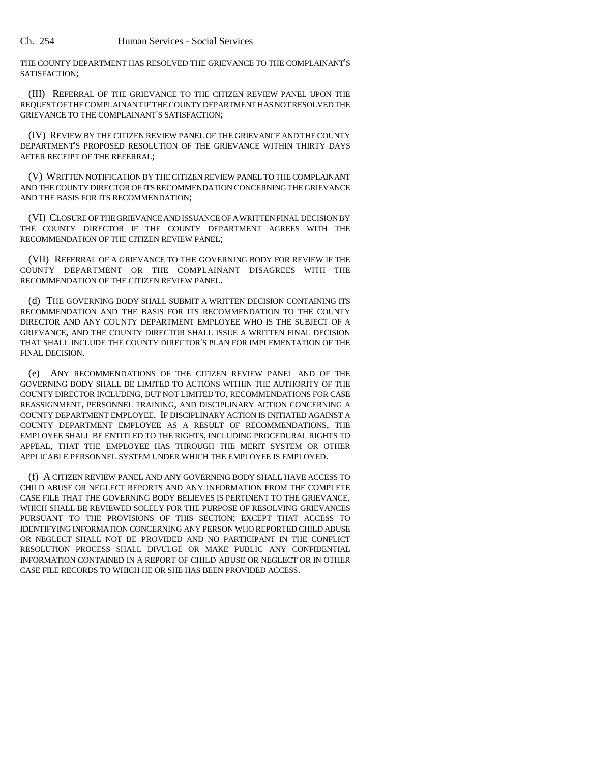THE COUNTY DEPARTMENT HAS RESOLVED THE GRIEVANCE TO THE COMPLAINANT'S SATISFACTION;

(III) REFERRAL OF THE GRIEVANCE TO THE CITIZEN REVIEW PANEL UPON THE REQUEST OF THE COMPLAINANT IF THE COUNTY DEPARTMENT HAS NOT RESOLVED THE GRIEVANCE TO THE COMPLAINANT'S SATISFACTION;

(IV) REVIEW BY THE CITIZEN REVIEW PANEL OF THE GRIEVANCE AND THE COUNTY DEPARTMENT'S PROPOSED RESOLUTION OF THE GRIEVANCE WITHIN THIRTY DAYS AFTER RECEIPT OF THE REFERRAL;

(V) WRITTEN NOTIFICATION BY THE CITIZEN REVIEW PANEL TO THE COMPLAINANT AND THE COUNTY DIRECTOR OF ITS RECOMMENDATION CONCERNING THE GRIEVANCE AND THE BASIS FOR ITS RECOMMENDATION;

(VI) CLOSURE OF THE GRIEVANCE AND ISSUANCE OF A WRITTEN FINAL DECISION BY THE COUNTY DIRECTOR IF THE COUNTY DEPARTMENT AGREES WITH THE RECOMMENDATION OF THE CITIZEN REVIEW PANEL;

(VII) REFERRAL OF A GRIEVANCE TO THE GOVERNING BODY FOR REVIEW IF THE COUNTY DEPARTMENT OR THE COMPLAINANT DISAGREES WITH THE RECOMMENDATION OF THE CITIZEN REVIEW PANEL.

(d) THE GOVERNING BODY SHALL SUBMIT A WRITTEN DECISION CONTAINING ITS RECOMMENDATION AND THE BASIS FOR ITS RECOMMENDATION TO THE COUNTY DIRECTOR AND ANY COUNTY DEPARTMENT EMPLOYEE WHO IS THE SUBJECT OF A GRIEVANCE, AND THE COUNTY DIRECTOR SHALL ISSUE A WRITTEN FINAL DECISION THAT SHALL INCLUDE THE COUNTY DIRECTOR'S PLAN FOR IMPLEMENTATION OF THE FINAL DECISION.

(e) ANY RECOMMENDATIONS OF THE CITIZEN REVIEW PANEL AND OF THE GOVERNING BODY SHALL BE LIMITED TO ACTIONS WITHIN THE AUTHORITY OF THE COUNTY DIRECTOR INCLUDING, BUT NOT LIMITED TO, RECOMMENDATIONS FOR CASE REASSIGNMENT, PERSONNEL TRAINING, AND DISCIPLINARY ACTION CONCERNING A COUNTY DEPARTMENT EMPLOYEE. IF DISCIPLINARY ACTION IS INITIATED AGAINST A COUNTY DEPARTMENT EMPLOYEE AS A RESULT OF RECOMMENDATIONS, THE EMPLOYEE SHALL BE ENTITLED TO THE RIGHTS, INCLUDING PROCEDURAL RIGHTS TO APPEAL, THAT THE EMPLOYEE HAS THROUGH THE MERIT SYSTEM OR OTHER APPLICABLE PERSONNEL SYSTEM UNDER WHICH THE EMPLOYEE IS EMPLOYED.

(f) A CITIZEN REVIEW PANEL AND ANY GOVERNING BODY SHALL HAVE ACCESS TO CHILD ABUSE OR NEGLECT REPORTS AND ANY INFORMATION FROM THE COMPLETE CASE FILE THAT THE GOVERNING BODY BELIEVES IS PERTINENT TO THE GRIEVANCE, WHICH SHALL BE REVIEWED SOLELY FOR THE PURPOSE OF RESOLVING GRIEVANCES PURSUANT TO THE PROVISIONS OF THIS SECTION; EXCEPT THAT ACCESS TO IDENTIFYING INFORMATION CONCERNING ANY PERSON WHO REPORTED CHILD ABUSE OR NEGLECT SHALL NOT BE PROVIDED AND NO PARTICIPANT IN THE CONFLICT RESOLUTION PROCESS SHALL DIVULGE OR MAKE PUBLIC ANY CONFIDENTIAL INFORMATION CONTAINED IN A REPORT OF CHILD ABUSE OR NEGLECT OR IN OTHER CASE FILE RECORDS TO WHICH HE OR SHE HAS BEEN PROVIDED ACCESS.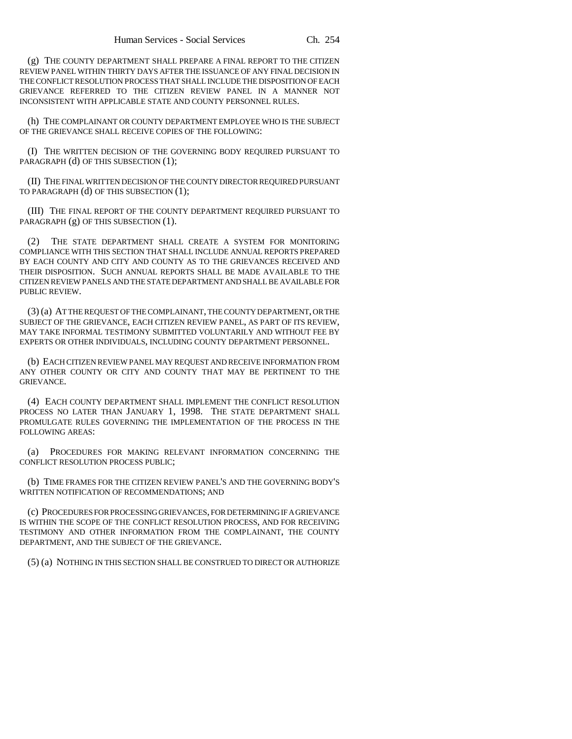(g) THE COUNTY DEPARTMENT SHALL PREPARE A FINAL REPORT TO THE CITIZEN REVIEW PANEL WITHIN THIRTY DAYS AFTER THE ISSUANCE OF ANY FINAL DECISION IN THE CONFLICT RESOLUTION PROCESS THAT SHALL INCLUDE THE DISPOSITION OF EACH GRIEVANCE REFERRED TO THE CITIZEN REVIEW PANEL IN A MANNER NOT INCONSISTENT WITH APPLICABLE STATE AND COUNTY PERSONNEL RULES.

(h) THE COMPLAINANT OR COUNTY DEPARTMENT EMPLOYEE WHO IS THE SUBJECT OF THE GRIEVANCE SHALL RECEIVE COPIES OF THE FOLLOWING:

(I) THE WRITTEN DECISION OF THE GOVERNING BODY REQUIRED PURSUANT TO PARAGRAPH (d) OF THIS SUBSECTION (1);

(II) THE FINAL WRITTEN DECISION OF THE COUNTY DIRECTOR REQUIRED PURSUANT TO PARAGRAPH (d) OF THIS SUBSECTION (1);

(III) THE FINAL REPORT OF THE COUNTY DEPARTMENT REQUIRED PURSUANT TO PARAGRAPH (g) OF THIS SUBSECTION (1).

(2) THE STATE DEPARTMENT SHALL CREATE A SYSTEM FOR MONITORING COMPLIANCE WITH THIS SECTION THAT SHALL INCLUDE ANNUAL REPORTS PREPARED BY EACH COUNTY AND CITY AND COUNTY AS TO THE GRIEVANCES RECEIVED AND THEIR DISPOSITION. SUCH ANNUAL REPORTS SHALL BE MADE AVAILABLE TO THE CITIZEN REVIEW PANELS AND THE STATE DEPARTMENT AND SHALL BE AVAILABLE FOR PUBLIC REVIEW.

(3) (a) AT THE REQUEST OF THE COMPLAINANT, THE COUNTY DEPARTMENT, OR THE SUBJECT OF THE GRIEVANCE, EACH CITIZEN REVIEW PANEL, AS PART OF ITS REVIEW, MAY TAKE INFORMAL TESTIMONY SUBMITTED VOLUNTARILY AND WITHOUT FEE BY EXPERTS OR OTHER INDIVIDUALS, INCLUDING COUNTY DEPARTMENT PERSONNEL.

(b) EACH CITIZEN REVIEW PANEL MAY REQUEST AND RECEIVE INFORMATION FROM ANY OTHER COUNTY OR CITY AND COUNTY THAT MAY BE PERTINENT TO THE GRIEVANCE.

(4) EACH COUNTY DEPARTMENT SHALL IMPLEMENT THE CONFLICT RESOLUTION PROCESS NO LATER THAN JANUARY 1, 1998. THE STATE DEPARTMENT SHALL PROMULGATE RULES GOVERNING THE IMPLEMENTATION OF THE PROCESS IN THE FOLLOWING AREAS:

(a) PROCEDURES FOR MAKING RELEVANT INFORMATION CONCERNING THE CONFLICT RESOLUTION PROCESS PUBLIC;

(b) TIME FRAMES FOR THE CITIZEN REVIEW PANEL'S AND THE GOVERNING BODY'S WRITTEN NOTIFICATION OF RECOMMENDATIONS; AND

(c) PROCEDURES FOR PROCESSING GRIEVANCES, FOR DETERMINING IF A GRIEVANCE IS WITHIN THE SCOPE OF THE CONFLICT RESOLUTION PROCESS, AND FOR RECEIVING TESTIMONY AND OTHER INFORMATION FROM THE COMPLAINANT, THE COUNTY DEPARTMENT, AND THE SUBJECT OF THE GRIEVANCE.

(5) (a) NOTHING IN THIS SECTION SHALL BE CONSTRUED TO DIRECT OR AUTHORIZE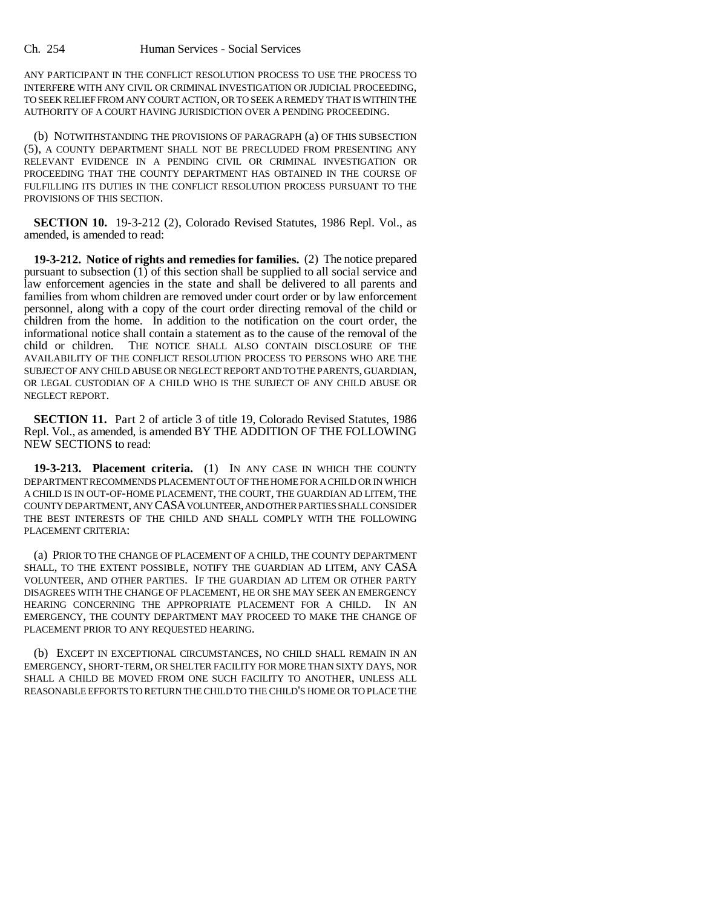ANY PARTICIPANT IN THE CONFLICT RESOLUTION PROCESS TO USE THE PROCESS TO INTERFERE WITH ANY CIVIL OR CRIMINAL INVESTIGATION OR JUDICIAL PROCEEDING, TO SEEK RELIEF FROM ANY COURT ACTION, OR TO SEEK A REMEDY THAT IS WITHIN THE AUTHORITY OF A COURT HAVING JURISDICTION OVER A PENDING PROCEEDING.

(b) NOTWITHSTANDING THE PROVISIONS OF PARAGRAPH (a) OF THIS SUBSECTION (5), A COUNTY DEPARTMENT SHALL NOT BE PRECLUDED FROM PRESENTING ANY RELEVANT EVIDENCE IN A PENDING CIVIL OR CRIMINAL INVESTIGATION OR PROCEEDING THAT THE COUNTY DEPARTMENT HAS OBTAINED IN THE COURSE OF FULFILLING ITS DUTIES IN THE CONFLICT RESOLUTION PROCESS PURSUANT TO THE PROVISIONS OF THIS SECTION.

**SECTION 10.** 19-3-212 (2), Colorado Revised Statutes, 1986 Repl. Vol., as amended, is amended to read:

**19-3-212. Notice of rights and remedies for families.** (2) The notice prepared pursuant to subsection (1) of this section shall be supplied to all social service and law enforcement agencies in the state and shall be delivered to all parents and families from whom children are removed under court order or by law enforcement personnel, along with a copy of the court order directing removal of the child or children from the home. In addition to the notification on the court order, the informational notice shall contain a statement as to the cause of the removal of the child or children. THE NOTICE SHALL ALSO CONTAIN DISCLOSURE OF THE AVAILABILITY OF THE CONFLICT RESOLUTION PROCESS TO PERSONS WHO ARE THE SUBJECT OF ANY CHILD ABUSE OR NEGLECT REPORT AND TO THE PARENTS, GUARDIAN, OR LEGAL CUSTODIAN OF A CHILD WHO IS THE SUBJECT OF ANY CHILD ABUSE OR NEGLECT REPORT.

**SECTION 11.** Part 2 of article 3 of title 19, Colorado Revised Statutes, 1986 Repl. Vol., as amended, is amended BY THE ADDITION OF THE FOLLOWING NEW SECTIONS to read:

**19-3-213. Placement criteria.** (1) IN ANY CASE IN WHICH THE COUNTY DEPARTMENT RECOMMENDS PLACEMENT OUT OF THE HOME FOR A CHILD OR IN WHICH A CHILD IS IN OUT-OF-HOME PLACEMENT, THE COURT, THE GUARDIAN AD LITEM, THE COUNTY DEPARTMENT, ANY CASA VOLUNTEER, AND OTHER PARTIES SHALL CONSIDER THE BEST INTERESTS OF THE CHILD AND SHALL COMPLY WITH THE FOLLOWING PLACEMENT CRITERIA:

(a) PRIOR TO THE CHANGE OF PLACEMENT OF A CHILD, THE COUNTY DEPARTMENT SHALL, TO THE EXTENT POSSIBLE, NOTIFY THE GUARDIAN AD LITEM, ANY CASA VOLUNTEER, AND OTHER PARTIES. IF THE GUARDIAN AD LITEM OR OTHER PARTY DISAGREES WITH THE CHANGE OF PLACEMENT, HE OR SHE MAY SEEK AN EMERGENCY HEARING CONCERNING THE APPROPRIATE PLACEMENT FOR A CHILD. IN AN EMERGENCY, THE COUNTY DEPARTMENT MAY PROCEED TO MAKE THE CHANGE OF PLACEMENT PRIOR TO ANY REQUESTED HEARING.

(b) EXCEPT IN EXCEPTIONAL CIRCUMSTANCES, NO CHILD SHALL REMAIN IN AN EMERGENCY, SHORT-TERM, OR SHELTER FACILITY FOR MORE THAN SIXTY DAYS, NOR SHALL A CHILD BE MOVED FROM ONE SUCH FACILITY TO ANOTHER, UNLESS ALL REASONABLE EFFORTS TO RETURN THE CHILD TO THE CHILD'S HOME OR TO PLACE THE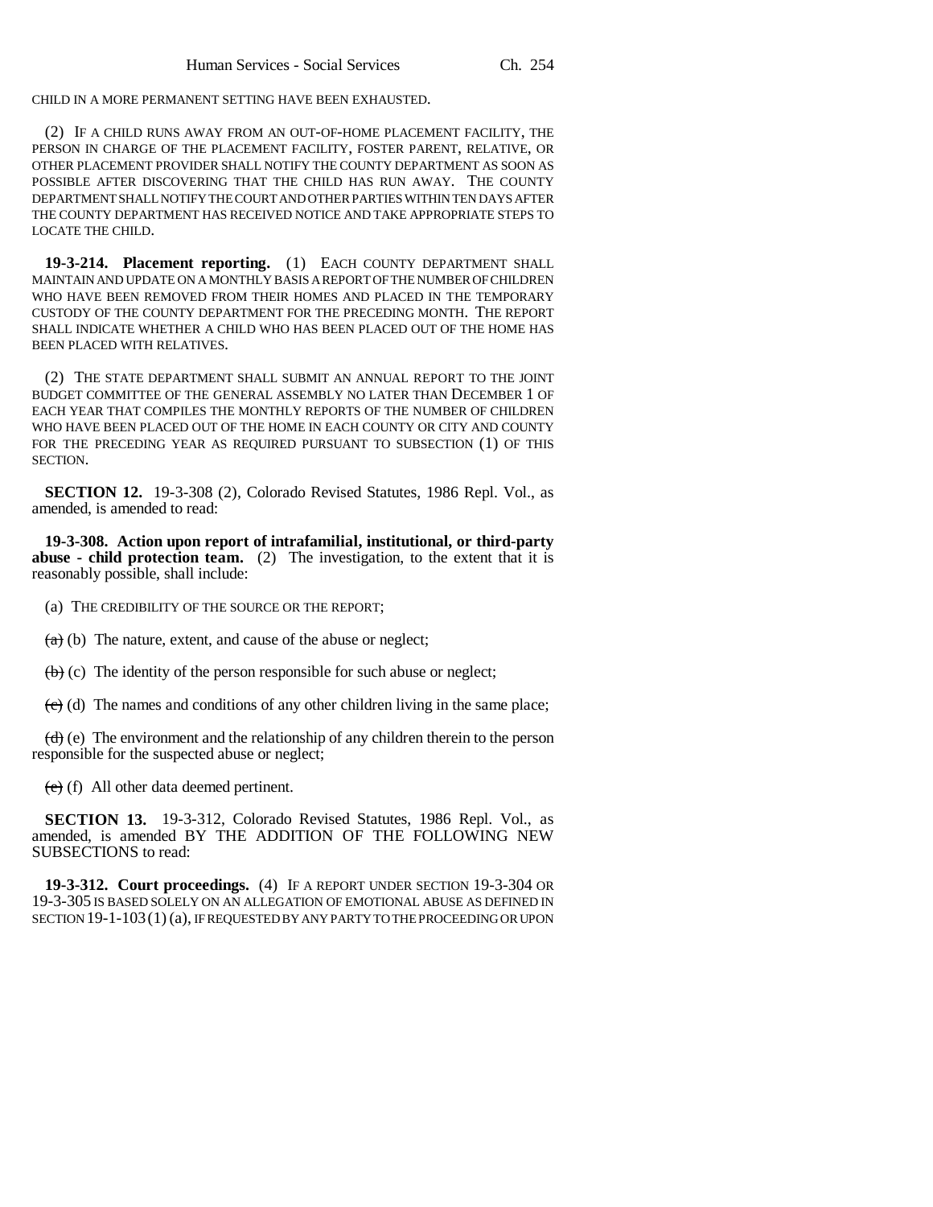CHILD IN A MORE PERMANENT SETTING HAVE BEEN EXHAUSTED.

(2) IF A CHILD RUNS AWAY FROM AN OUT-OF-HOME PLACEMENT FACILITY, THE PERSON IN CHARGE OF THE PLACEMENT FACILITY, FOSTER PARENT, RELATIVE, OR OTHER PLACEMENT PROVIDER SHALL NOTIFY THE COUNTY DEPARTMENT AS SOON AS POSSIBLE AFTER DISCOVERING THAT THE CHILD HAS RUN AWAY. THE COUNTY DEPARTMENT SHALL NOTIFY THE COURT AND OTHER PARTIES WITHIN TEN DAYS AFTER THE COUNTY DEPARTMENT HAS RECEIVED NOTICE AND TAKE APPROPRIATE STEPS TO LOCATE THE CHILD.

**19-3-214. Placement reporting.** (1) EACH COUNTY DEPARTMENT SHALL MAINTAIN AND UPDATE ON A MONTHLY BASIS A REPORT OF THE NUMBER OF CHILDREN WHO HAVE BEEN REMOVED FROM THEIR HOMES AND PLACED IN THE TEMPORARY CUSTODY OF THE COUNTY DEPARTMENT FOR THE PRECEDING MONTH. THE REPORT SHALL INDICATE WHETHER A CHILD WHO HAS BEEN PLACED OUT OF THE HOME HAS BEEN PLACED WITH RELATIVES.

(2) THE STATE DEPARTMENT SHALL SUBMIT AN ANNUAL REPORT TO THE JOINT BUDGET COMMITTEE OF THE GENERAL ASSEMBLY NO LATER THAN DECEMBER 1 OF EACH YEAR THAT COMPILES THE MONTHLY REPORTS OF THE NUMBER OF CHILDREN WHO HAVE BEEN PLACED OUT OF THE HOME IN EACH COUNTY OR CITY AND COUNTY FOR THE PRECEDING YEAR AS REQUIRED PURSUANT TO SUBSECTION (1) OF THIS SECTION.

**SECTION 12.** 19-3-308 (2), Colorado Revised Statutes, 1986 Repl. Vol., as amended, is amended to read:

**19-3-308. Action upon report of intrafamilial, institutional, or third-party abuse - child protection team.** (2) The investigation, to the extent that it is reasonably possible, shall include:

(a) THE CREDIBILITY OF THE SOURCE OR THE REPORT;

~~(a)~~ (b) The nature, extent, and cause of the abuse or neglect;

~~(b)~~ (c) The identity of the person responsible for such abuse or neglect;

~~(c)~~ (d) The names and conditions of any other children living in the same place;

~~(d)~~ (e) The environment and the relationship of any children therein to the person responsible for the suspected abuse or neglect;

~~(e)~~ (f) All other data deemed pertinent.

**SECTION 13.** 19-3-312, Colorado Revised Statutes, 1986 Repl. Vol., as amended, is amended BY THE ADDITION OF THE FOLLOWING NEW SUBSECTIONS to read:

**19-3-312. Court proceedings.** (4) IF A REPORT UNDER SECTION 19-3-304 OR 19-3-305 IS BASED SOLELY ON AN ALLEGATION OF EMOTIONAL ABUSE AS DEFINED IN SECTION 19-1-103 (1) (a), IF REQUESTED BY ANY PARTY TO THE PROCEEDING OR UPON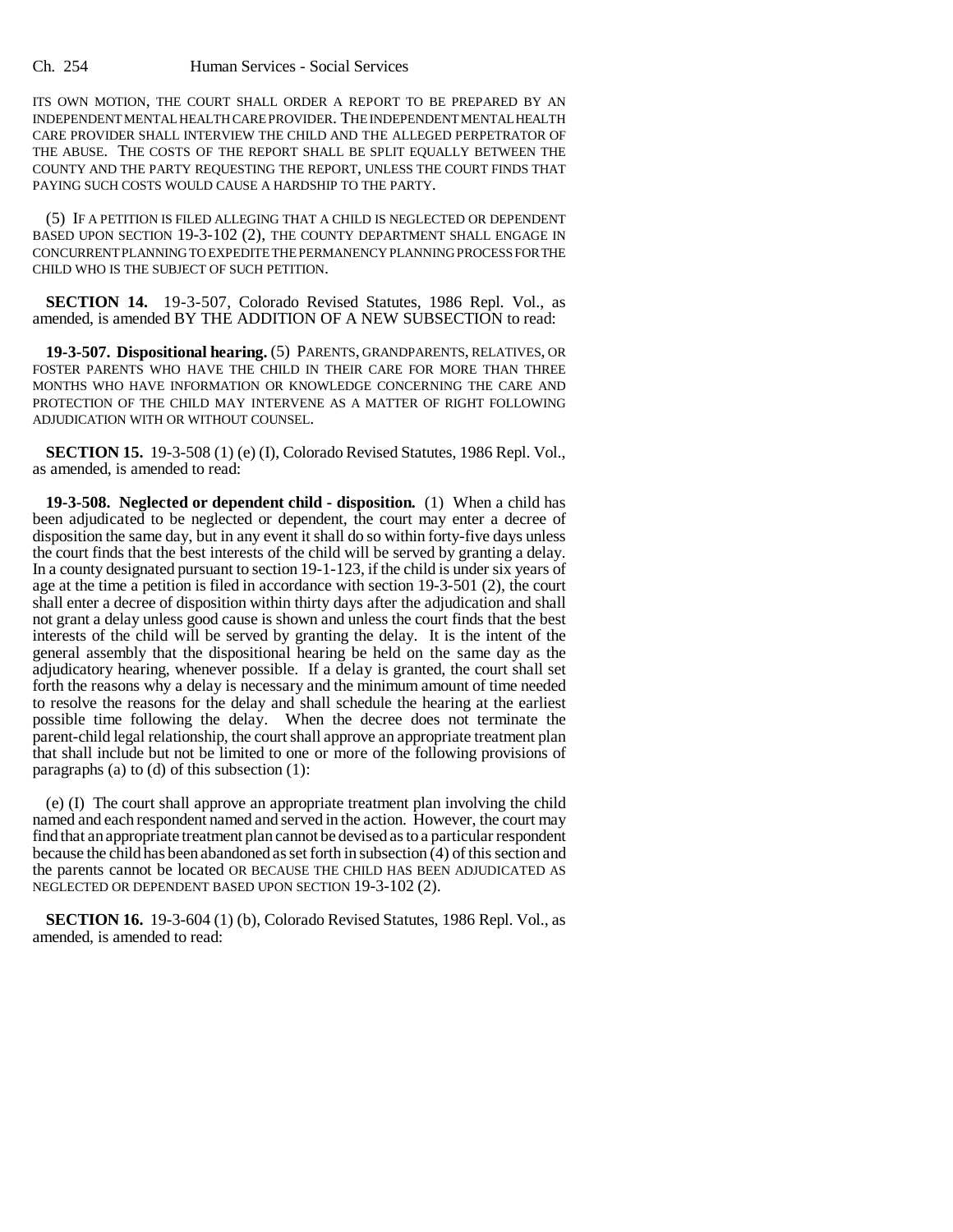ITS OWN MOTION, THE COURT SHALL ORDER A REPORT TO BE PREPARED BY AN INDEPENDENT MENTAL HEALTH CARE PROVIDER. THE INDEPENDENT MENTAL HEALTH CARE PROVIDER SHALL INTERVIEW THE CHILD AND THE ALLEGED PERPETRATOR OF THE ABUSE. THE COSTS OF THE REPORT SHALL BE SPLIT EQUALLY BETWEEN THE COUNTY AND THE PARTY REQUESTING THE REPORT, UNLESS THE COURT FINDS THAT PAYING SUCH COSTS WOULD CAUSE A HARDSHIP TO THE PARTY.

(5) IF A PETITION IS FILED ALLEGING THAT A CHILD IS NEGLECTED OR DEPENDENT BASED UPON SECTION 19-3-102 (2), THE COUNTY DEPARTMENT SHALL ENGAGE IN CONCURRENT PLANNING TO EXPEDITE THE PERMANENCY PLANNING PROCESS FOR THE CHILD WHO IS THE SUBJECT OF SUCH PETITION.

**SECTION 14.** 19-3-507, Colorado Revised Statutes, 1986 Repl. Vol., as amended, is amended BY THE ADDITION OF A NEW SUBSECTION to read:

**19-3-507. Dispositional hearing.** (5) PARENTS, GRANDPARENTS, RELATIVES, OR FOSTER PARENTS WHO HAVE THE CHILD IN THEIR CARE FOR MORE THAN THREE MONTHS WHO HAVE INFORMATION OR KNOWLEDGE CONCERNING THE CARE AND PROTECTION OF THE CHILD MAY INTERVENE AS A MATTER OF RIGHT FOLLOWING ADJUDICATION WITH OR WITHOUT COUNSEL.

**SECTION 15.** 19-3-508 (1) (e) (I), Colorado Revised Statutes, 1986 Repl. Vol., as amended, is amended to read:

**19-3-508. Neglected or dependent child - disposition.** (1) When a child has been adjudicated to be neglected or dependent, the court may enter a decree of disposition the same day, but in any event it shall do so within forty-five days unless the court finds that the best interests of the child will be served by granting a delay. In a county designated pursuant to section 19-1-123, if the child is under six years of age at the time a petition is filed in accordance with section 19-3-501 (2), the court shall enter a decree of disposition within thirty days after the adjudication and shall not grant a delay unless good cause is shown and unless the court finds that the best interests of the child will be served by granting the delay. It is the intent of the general assembly that the dispositional hearing be held on the same day as the adjudicatory hearing, whenever possible. If a delay is granted, the court shall set forth the reasons why a delay is necessary and the minimum amount of time needed to resolve the reasons for the delay and shall schedule the hearing at the earliest possible time following the delay. When the decree does not terminate the parent-child legal relationship, the court shall approve an appropriate treatment plan that shall include but not be limited to one or more of the following provisions of paragraphs (a) to (d) of this subsection (1):

(e) (I) The court shall approve an appropriate treatment plan involving the child named and each respondent named and served in the action. However, the court may find that an appropriate treatment plan cannot be devised as to a particular respondent because the child has been abandoned as set forth in subsection (4) of this section and the parents cannot be located OR BECAUSE THE CHILD HAS BEEN ADJUDICATED AS NEGLECTED OR DEPENDENT BASED UPON SECTION 19-3-102 (2).

**SECTION 16.** 19-3-604 (1) (b), Colorado Revised Statutes, 1986 Repl. Vol., as amended, is amended to read: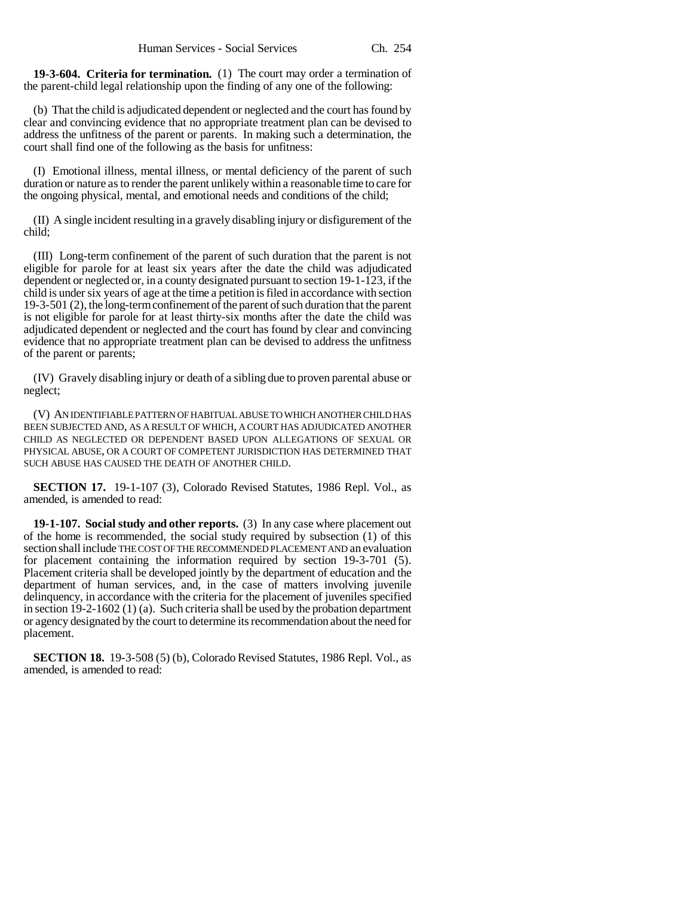**19-3-604. Criteria for termination.** (1) The court may order a termination of the parent-child legal relationship upon the finding of any one of the following:

(b) That the child is adjudicated dependent or neglected and the court has found by clear and convincing evidence that no appropriate treatment plan can be devised to address the unfitness of the parent or parents. In making such a determination, the court shall find one of the following as the basis for unfitness:

(I) Emotional illness, mental illness, or mental deficiency of the parent of such duration or nature as to render the parent unlikely within a reasonable time to care for the ongoing physical, mental, and emotional needs and conditions of the child;

(II) A single incident resulting in a gravely disabling injury or disfigurement of the child;

(III) Long-term confinement of the parent of such duration that the parent is not eligible for parole for at least six years after the date the child was adjudicated dependent or neglected or, in a county designated pursuant to section 19-1-123, if the child is under six years of age at the time a petition is filed in accordance with section 19-3-501 (2), the long-term confinement of the parent of such duration that the parent is not eligible for parole for at least thirty-six months after the date the child was adjudicated dependent or neglected and the court has found by clear and convincing evidence that no appropriate treatment plan can be devised to address the unfitness of the parent or parents;

(IV) Gravely disabling injury or death of a sibling due to proven parental abuse or neglect;

(V) AN IDENTIFIABLE PATTERN OF HABITUAL ABUSE TO WHICH ANOTHER CHILD HAS BEEN SUBJECTED AND, AS A RESULT OF WHICH, A COURT HAS ADJUDICATED ANOTHER CHILD AS NEGLECTED OR DEPENDENT BASED UPON ALLEGATIONS OF SEXUAL OR PHYSICAL ABUSE, OR A COURT OF COMPETENT JURISDICTION HAS DETERMINED THAT SUCH ABUSE HAS CAUSED THE DEATH OF ANOTHER CHILD.

**SECTION 17.** 19-1-107 (3), Colorado Revised Statutes, 1986 Repl. Vol., as amended, is amended to read:

**19-1-107. Social study and other reports.** (3) In any case where placement out of the home is recommended, the social study required by subsection (1) of this section shall include THE COST OF THE RECOMMENDED PLACEMENT AND an evaluation for placement containing the information required by section 19-3-701 (5). Placement criteria shall be developed jointly by the department of education and the department of human services, and, in the case of matters involving juvenile delinquency, in accordance with the criteria for the placement of juveniles specified in section 19-2-1602 (1) (a). Such criteria shall be used by the probation department or agency designated by the court to determine its recommendation about the need for placement.

**SECTION 18.** 19-3-508 (5) (b), Colorado Revised Statutes, 1986 Repl. Vol., as amended, is amended to read: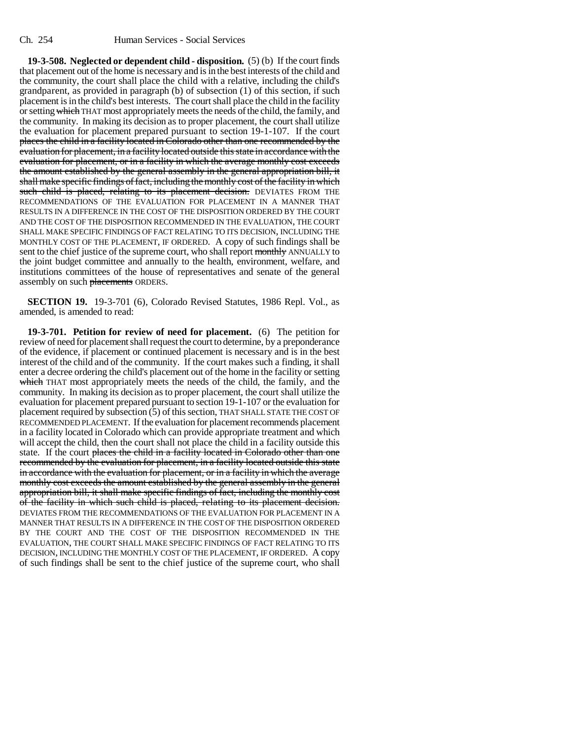**19-3-508. Neglected or dependent child - disposition.** (5) (b) If the court finds that placement out of the home is necessary and is in the best interests of the child and the community, the court shall place the child with a relative, including the child's grandparent, as provided in paragraph (b) of subsection (1) of this section, if such placement is in the child's best interests. The court shall place the child in the facility or setting ~~which~~ THAT most appropriately meets the needs of the child, the family, and the community. In making its decision as to proper placement, the court shall utilize the evaluation for placement prepared pursuant to section 19-1-107. If the court ~~places the child in a facility located in Colorado other than one recommended by the evaluation for placement, in a facility located outside this state in accordance with the evaluation for placement, or in a facility in which the average monthly cost exceeds the amount established by the general assembly in the general appropriation bill, it shall make specific findings of fact, including the monthly cost of the facility in which such child is placed, relating to its placement decision.~~ DEVIATES FROM THE RECOMMENDATIONS OF THE EVALUATION FOR PLACEMENT IN A MANNER THAT RESULTS IN A DIFFERENCE IN THE COST OF THE DISPOSITION ORDERED BY THE COURT AND THE COST OF THE DISPOSITION RECOMMENDED IN THE EVALUATION, THE COURT SHALL MAKE SPECIFIC FINDINGS OF FACT RELATING TO ITS DECISION, INCLUDING THE MONTHLY COST OF THE PLACEMENT, IF ORDERED. A copy of such findings shall be sent to the chief justice of the supreme court, who shall report ~~monthly~~ ANNUALLY to the joint budget committee and annually to the health, environment, welfare, and institutions committees of the house of representatives and senate of the general assembly on such ~~placements~~ ORDERS.

**SECTION 19.** 19-3-701 (6), Colorado Revised Statutes, 1986 Repl. Vol., as amended, is amended to read:

**19-3-701. Petition for review of need for placement.** (6) The petition for review of need for placement shall request the court to determine, by a preponderance of the evidence, if placement or continued placement is necessary and is in the best interest of the child and of the community. If the court makes such a finding, it shall enter a decree ordering the child's placement out of the home in the facility or setting ~~which~~ THAT most appropriately meets the needs of the child, the family, and the community. In making its decision as to proper placement, the court shall utilize the evaluation for placement prepared pursuant to section 19-1-107 or the evaluation for placement required by subsection (5) of this section, THAT SHALL STATE THE COST OF RECOMMENDED PLACEMENT. If the evaluation for placement recommends placement in a facility located in Colorado which can provide appropriate treatment and which will accept the child, then the court shall not place the child in a facility outside this state. If the court ~~places the child in a facility located in Colorado other than one recommended by the evaluation for placement, in a facility located outside this state in accordance with the evaluation for placement, or in a facility in which the average monthly cost exceeds the amount established by the general assembly in the general appropriation bill, it shall make specific findings of fact, including the monthly cost of the facility in which such child is placed, relating to its placement decision.~~ DEVIATES FROM THE RECOMMENDATIONS OF THE EVALUATION FOR PLACEMENT IN A MANNER THAT RESULTS IN A DIFFERENCE IN THE COST OF THE DISPOSITION ORDERED BY THE COURT AND THE COST OF THE DISPOSITION RECOMMENDED IN THE EVALUATION, THE COURT SHALL MAKE SPECIFIC FINDINGS OF FACT RELATING TO ITS DECISION, INCLUDING THE MONTHLY COST OF THE PLACEMENT, IF ORDERED. A copy of such findings shall be sent to the chief justice of the supreme court, who shall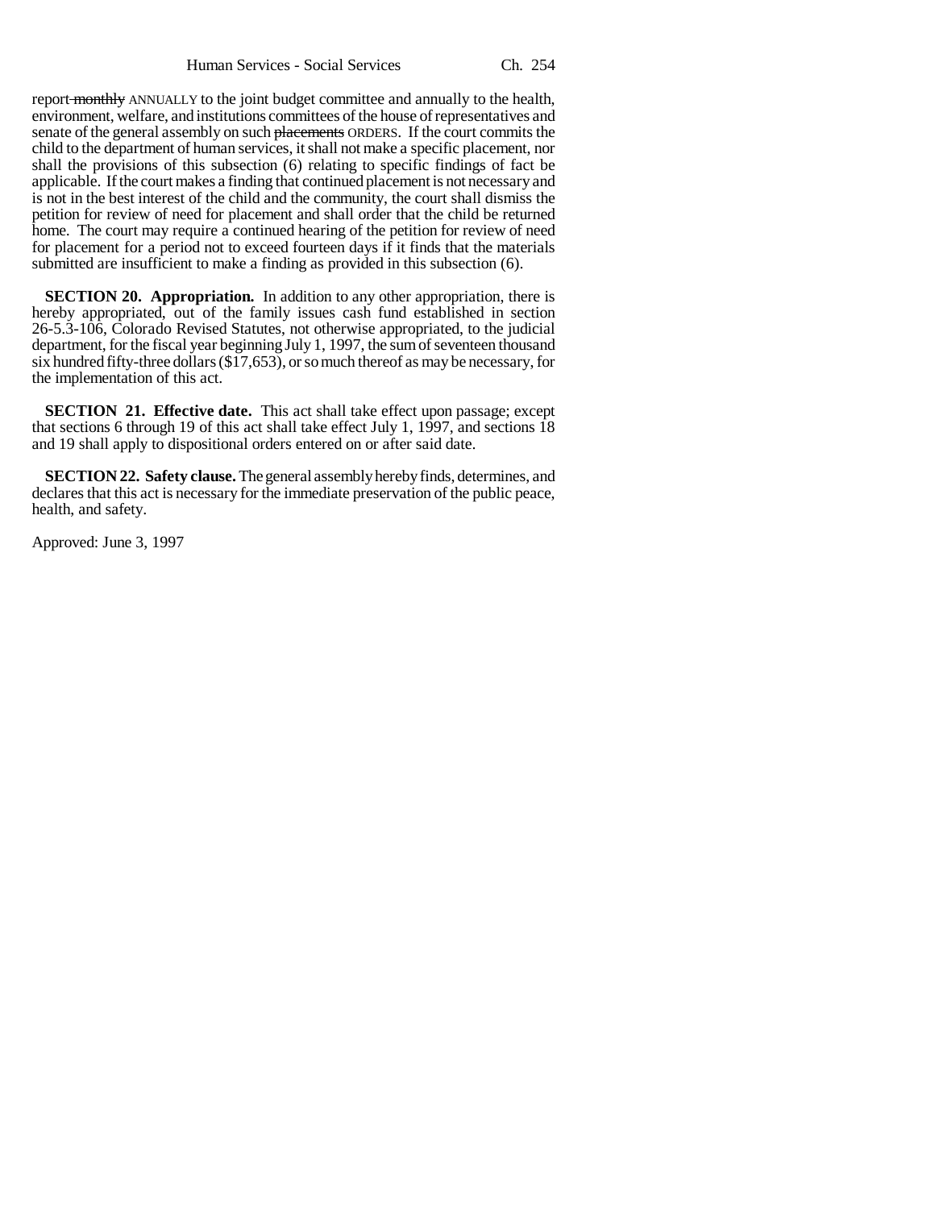report ~~monthly~~ ANNUALLY to the joint budget committee and annually to the health, environment, welfare, and institutions committees of the house of representatives and senate of the general assembly on such ~~placements~~ ORDERS. If the court commits the child to the department of human services, it shall not make a specific placement, nor shall the provisions of this subsection (6) relating to specific findings of fact be applicable. If the court makes a finding that continued placement is not necessary and is not in the best interest of the child and the community, the court shall dismiss the petition for review of need for placement and shall order that the child be returned home. The court may require a continued hearing of the petition for review of need for placement for a period not to exceed fourteen days if it finds that the materials submitted are insufficient to make a finding as provided in this subsection (6).

**SECTION 20. Appropriation.** In addition to any other appropriation, there is hereby appropriated, out of the family issues cash fund established in section 26-5.3-106, Colorado Revised Statutes, not otherwise appropriated, to the judicial department, for the fiscal year beginning July 1, 1997, the sum of seventeen thousand six hundred fifty-three dollars ($17,653), or so much thereof as may be necessary, for the implementation of this act.

**SECTION 21. Effective date.** This act shall take effect upon passage; except that sections 6 through 19 of this act shall take effect July 1, 1997, and sections 18 and 19 shall apply to dispositional orders entered on or after said date.

**SECTION 22. Safety clause.** The general assembly hereby finds, determines, and declares that this act is necessary for the immediate preservation of the public peace, health, and safety.

Approved: June 3, 1997